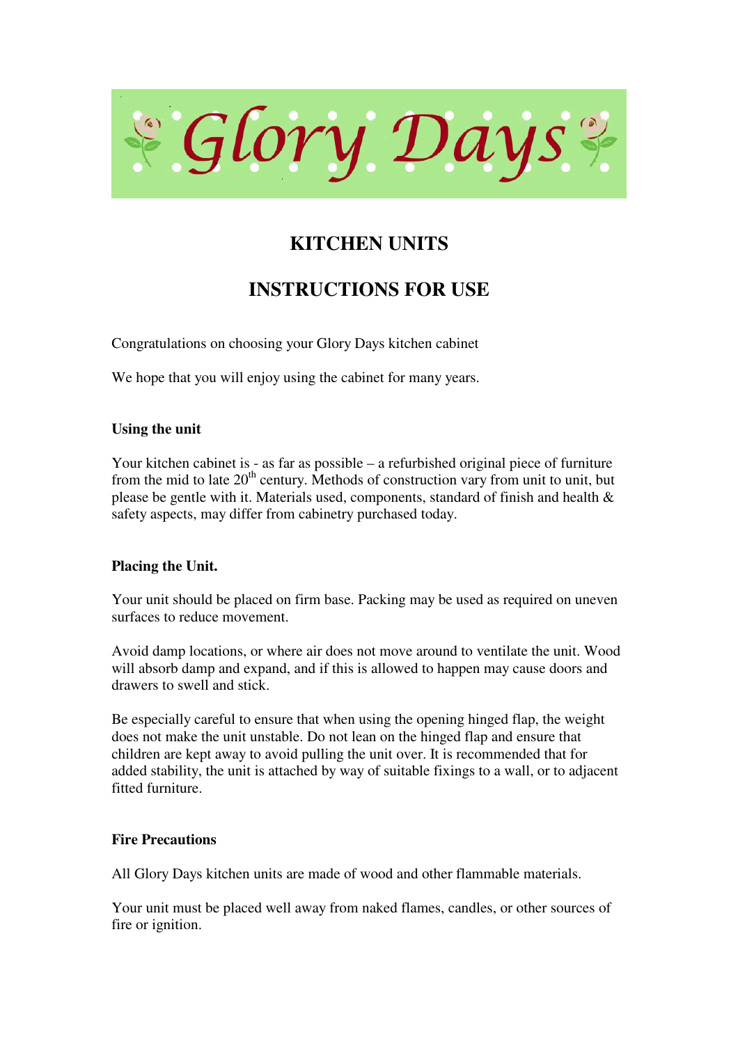# Glory Days

## KITCHEN UNITS

## INSTRUCTIONS FOR USE

Congratulations on choosing your Glory Days kitchen cabinet

We hope that you will enjoy using the cabinet for many years.

### Using the unit

Your kitchen cabinet is - as far as possible – a refurbished original piece of furniture from the mid to late 20th century. Methods of construction vary from unit to unit, but please be gentle with it. Materials used, components, standard of finish and health & safety aspects, may differ from cabinetry purchased today.

### Placing the Unit.

Your unit should be placed on firm base. Packing may be used as required on uneven surfaces to reduce movement.

Avoid damp locations, or where air does not move around to ventilate the unit. Wood will absorb damp and expand, and if this is allowed to happen may cause doors and drawers to swell and stick.

Be especially careful to ensure that when using the opening hinged flap, the weight does not make the unit unstable. Do not lean on the hinged flap and ensure that children are kept away to avoid pulling the unit over. It is recommended that for added stability, the unit is attached by way of suitable fixings to a wall, or to adjacent fitted furniture.

### Fire Precautions

All Glory Days kitchen units are made of wood and other flammable materials.

Your unit must be placed well away from naked flames, candles, or other sources of fire or ignition.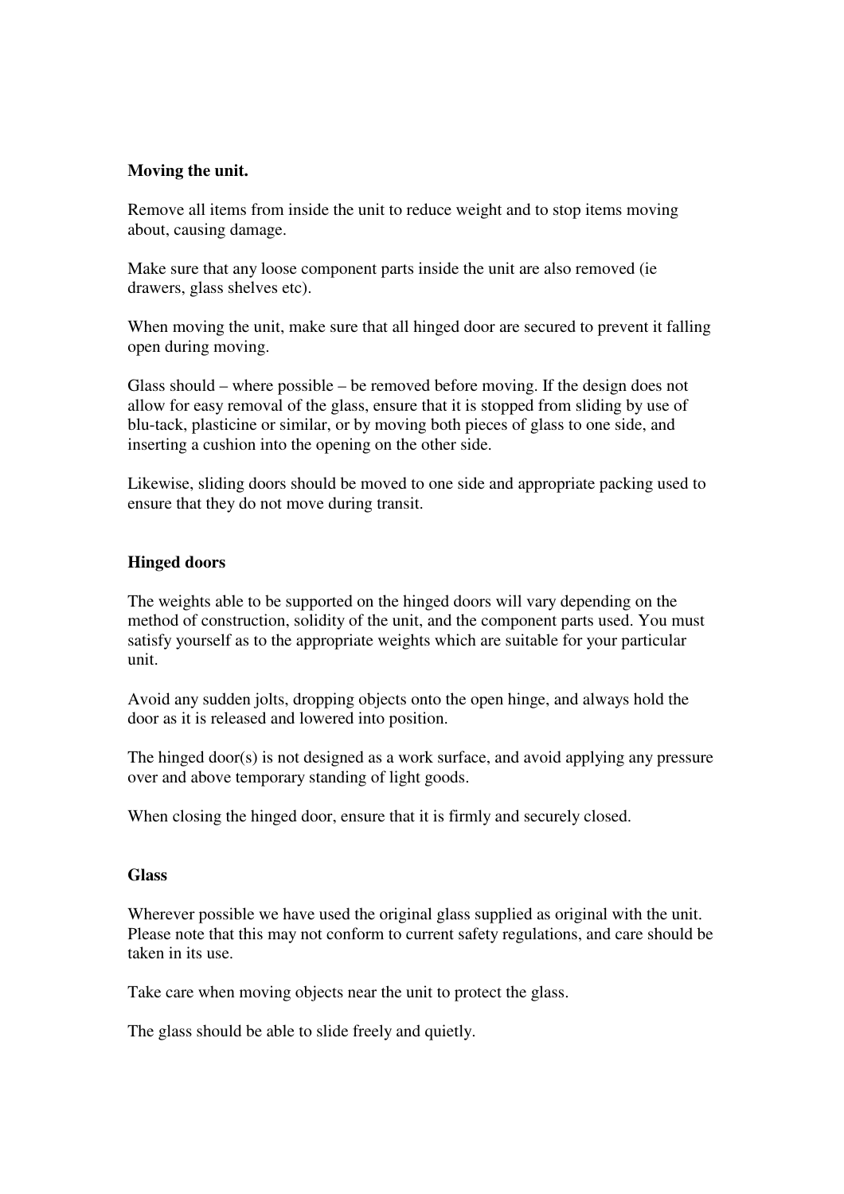**Moving the unit.**

Remove all items from inside the unit to reduce weight and to stop items moving about, causing damage.

Make sure that any loose component parts inside the unit are also removed (ie drawers, glass shelves etc).

When moving the unit, make sure that all hinged door are secured to prevent it falling open during moving.

Glass should – where possible – be removed before moving. If the design does not allow for easy removal of the glass, ensure that it is stopped from sliding by use of blu-tack, plasticine or similar, or by moving both pieces of glass to one side, and inserting a cushion into the opening on the other side.

Likewise, sliding doors should be moved to one side and appropriate packing used to ensure that they do not move during transit.

**Hinged doors**

The weights able to be supported on the hinged doors will vary depending on the method of construction, solidity of the unit, and the component parts used. You must satisfy yourself as to the appropriate weights which are suitable for your particular unit.

Avoid any sudden jolts, dropping objects onto the open hinge, and always hold the door as it is released and lowered into position.

The hinged door(s) is not designed as a work surface, and avoid applying any pressure over and above temporary standing of light goods.

When closing the hinged door, ensure that it is firmly and securely closed.

**Glass**

Wherever possible we have used the original glass supplied as original with the unit. Please note that this may not conform to current safety regulations, and care should be taken in its use.

Take care when moving objects near the unit to protect the glass.

The glass should be able to slide freely and quietly.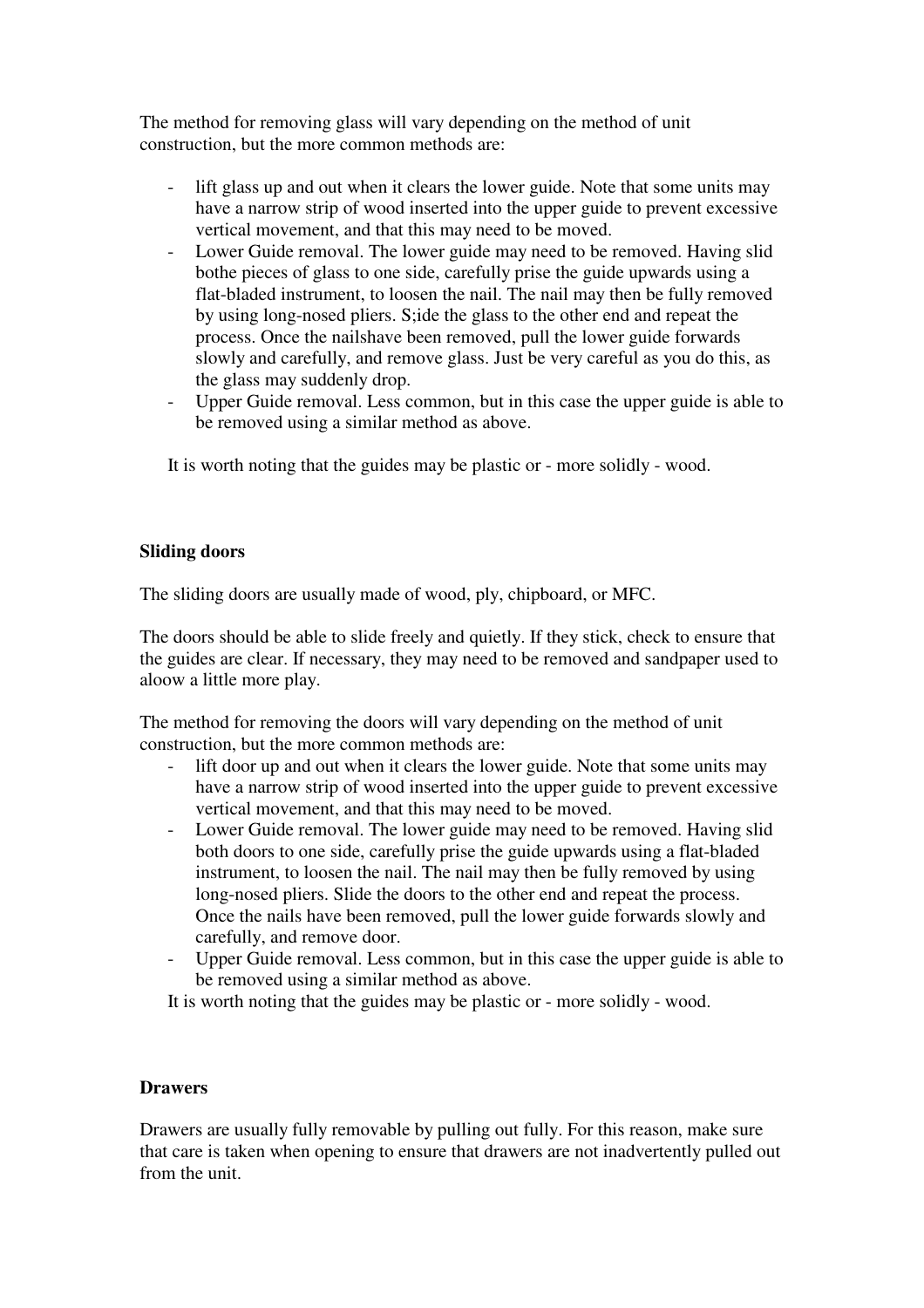The method for removing glass will vary depending on the method of unit construction, but the more common methods are:

- lift glass up and out when it clears the lower guide. Note that some units may have a narrow strip of wood inserted into the upper guide to prevent excessive vertical movement, and that this may need to be moved.
- Lower Guide removal. The lower guide may need to be removed. Having slid bothe pieces of glass to one side, carefully prise the guide upwards using a flat-bladed instrument, to loosen the nail. The nail may then be fully removed by using long-nosed pliers. S;ide the glass to the other end and repeat the process. Once the nailshave been removed, pull the lower guide forwards slowly and carefully, and remove glass. Just be very careful as you do this, as the glass may suddenly drop.
- Upper Guide removal. Less common, but in this case the upper guide is able to be removed using a similar method as above.

It is worth noting that the guides may be plastic or - more solidly - wood.

**Sliding doors**

The sliding doors are usually made of wood, ply, chipboard, or MFC.

The doors should be able to slide freely and quietly. If they stick, check to ensure that the guides are clear. If necessary, they may need to be removed and sandpaper used to aloow a little more play.

The method for removing the doors will vary depending on the method of unit construction, but the more common methods are:

- lift door up and out when it clears the lower guide. Note that some units may have a narrow strip of wood inserted into the upper guide to prevent excessive vertical movement, and that this may need to be moved.
- Lower Guide removal. The lower guide may need to be removed. Having slid both doors to one side, carefully prise the guide upwards using a flat-bladed instrument, to loosen the nail. The nail may then be fully removed by using long-nosed pliers. Slide the doors to the other end and repeat the process. Once the nails have been removed, pull the lower guide forwards slowly and carefully, and remove door.
- Upper Guide removal. Less common, but in this case the upper guide is able to be removed using a similar method as above.

It is worth noting that the guides may be plastic or - more solidly - wood.

**Drawers**

Drawers are usually fully removable by pulling out fully. For this reason, make sure that care is taken when opening to ensure that drawers are not inadvertently pulled out from the unit.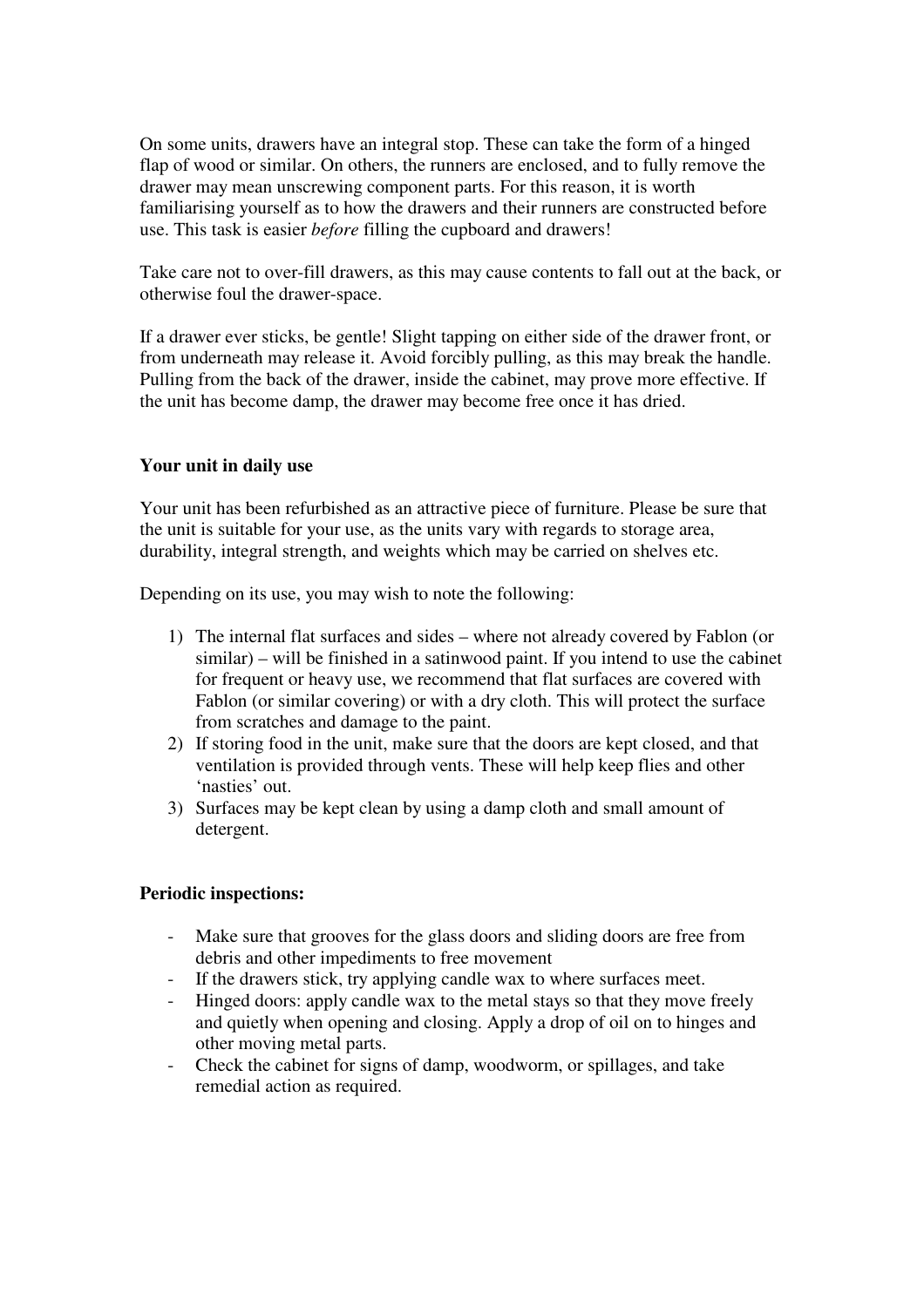On some units, drawers have an integral stop. These can take the form of a hinged flap of wood or similar. On others, the runners are enclosed, and to fully remove the drawer may mean unscrewing component parts. For this reason, it is worth familiarising yourself as to how the drawers and their runners are constructed before use. This task is easier *before* filling the cupboard and drawers!

Take care not to over-fill drawers, as this may cause contents to fall out at the back, or otherwise foul the drawer-space.

If a drawer ever sticks, be gentle! Slight tapping on either side of the drawer front, or from underneath may release it. Avoid forcibly pulling, as this may break the handle. Pulling from the back of the drawer, inside the cabinet, may prove more effective. If the unit has become damp, the drawer may become free once it has dried.

**Your unit in daily use**

Your unit has been refurbished as an attractive piece of furniture. Please be sure that the unit is suitable for your use, as the units vary with regards to storage area, durability, integral strength, and weights which may be carried on shelves etc.

Depending on its use, you may wish to note the following:

1) The internal flat surfaces and sides – where not already covered by Fablon (or similar) – will be finished in a satinwood paint. If you intend to use the cabinet for frequent or heavy use, we recommend that flat surfaces are covered with Fablon (or similar covering) or with a dry cloth. This will protect the surface from scratches and damage to the paint.
2) If storing food in the unit, make sure that the doors are kept closed, and that ventilation is provided through vents. These will help keep flies and other 'nasties' out.
3) Surfaces may be kept clean by using a damp cloth and small amount of detergent.

**Periodic inspections:**

- Make sure that grooves for the glass doors and sliding doors are free from debris and other impediments to free movement
- If the drawers stick, try applying candle wax to where surfaces meet.
- Hinged doors: apply candle wax to the metal stays so that they move freely and quietly when opening and closing. Apply a drop of oil on to hinges and other moving metal parts.
- Check the cabinet for signs of damp, woodworm, or spillages, and take remedial action as required.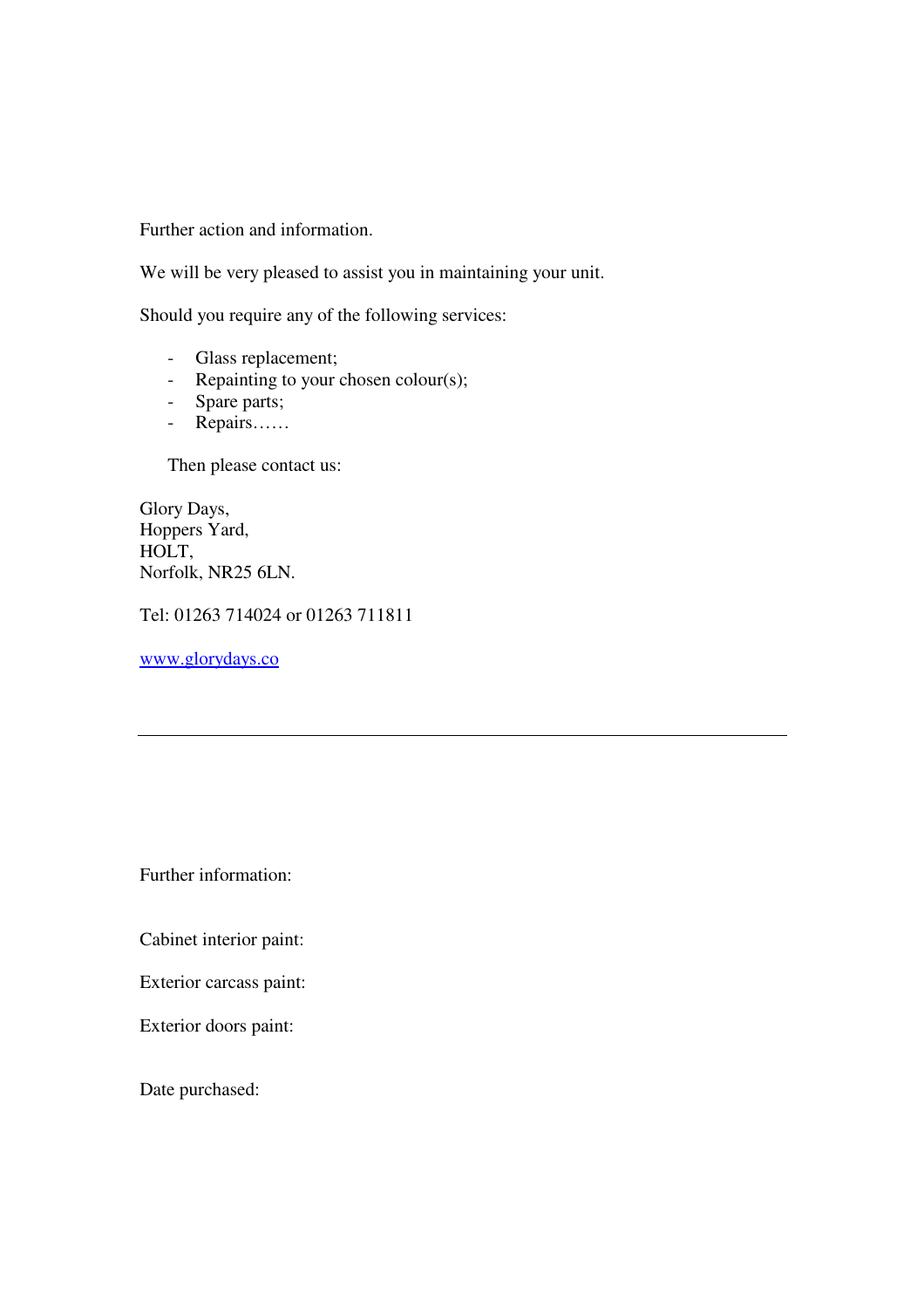Further action and information.

We will be very pleased to assist you in maintaining your unit.

Should you require any of the following services:

- Glass replacement;
- Repainting to your chosen colour(s);
- Spare parts;
- Repairs……

Then please contact us:

Glory Days,  
Hoppers Yard,  
HOLT,  
Norfolk, NR25 6LN.

Tel: 01263 714024 or 01263 711811

www.glorydays.co

---

Further information:

Cabinet interior paint:

Exterior carcass paint:

Exterior doors paint:

Date purchased: